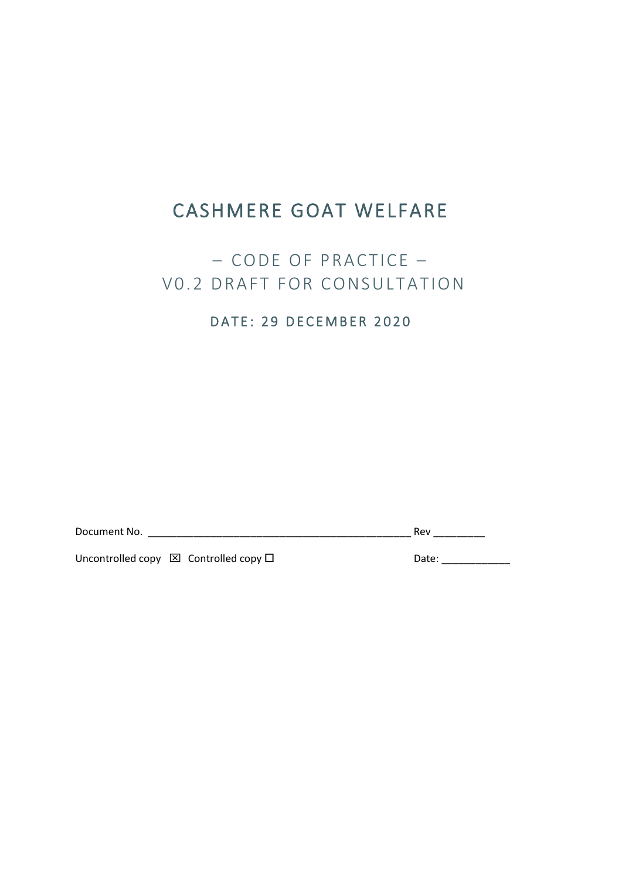# CASHMERE GOAT WELFARE

## – CODE OF PRACTICE – V0.2 DRAFT FOR CONSULTATION

### DATE: 29 DECEMBER 2020

Document No. _______________________________________________ Rev _________

Uncontrolled copy ☒ Controlled copy ☐ Date: ____________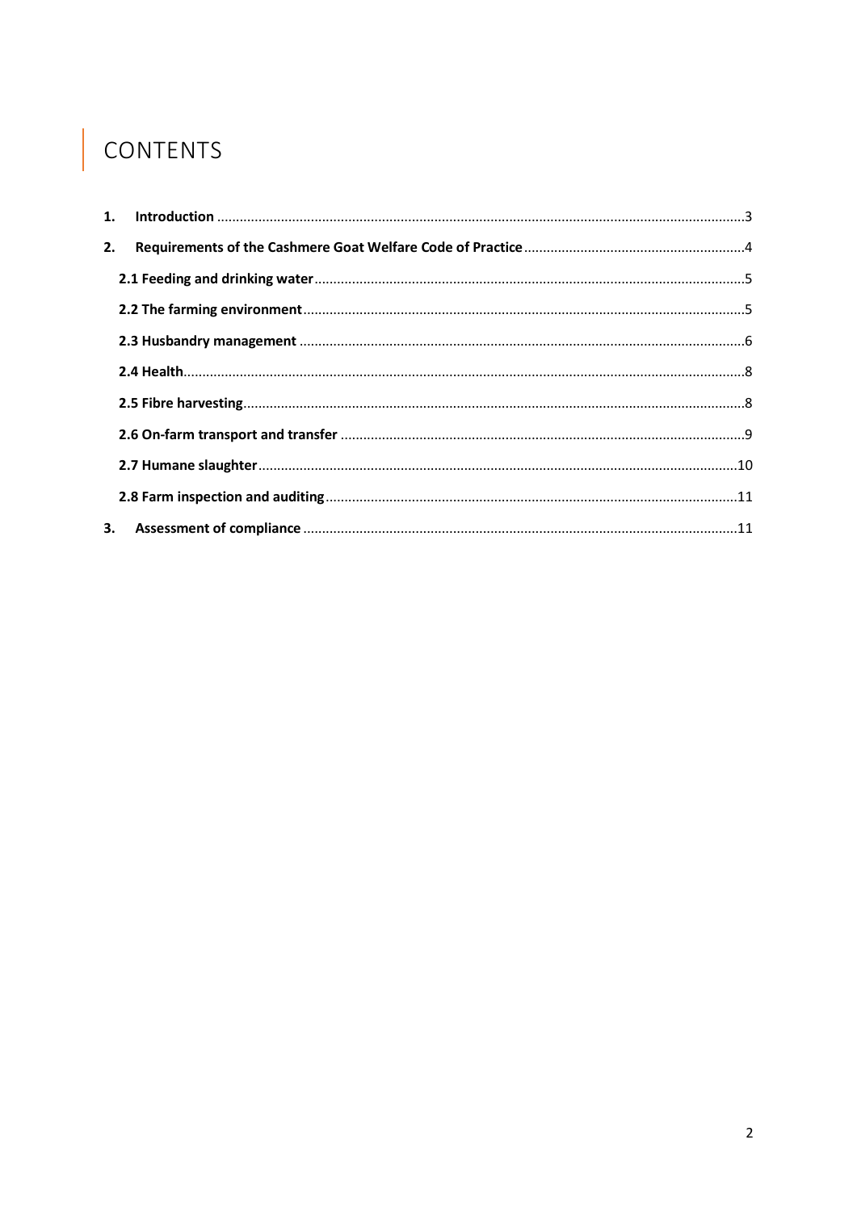# CONTENTS

1. **Introduction** ...3
2. **Requirements of the Cashmere Goat Welfare Code of Practice** ...4
   - **2.1 Feeding and drinking water** ...5
   - **2.2 The farming environment** ...5
   - **2.3 Husbandry management** ...6
   - **2.4 Health** ...8
   - **2.5 Fibre harvesting** ...8
   - **2.6 On-farm transport and transfer** ...9
   - **2.7 Humane slaughter** ...10
   - **2.8 Farm inspection and auditing** ...11
3. **Assessment of compliance** ...11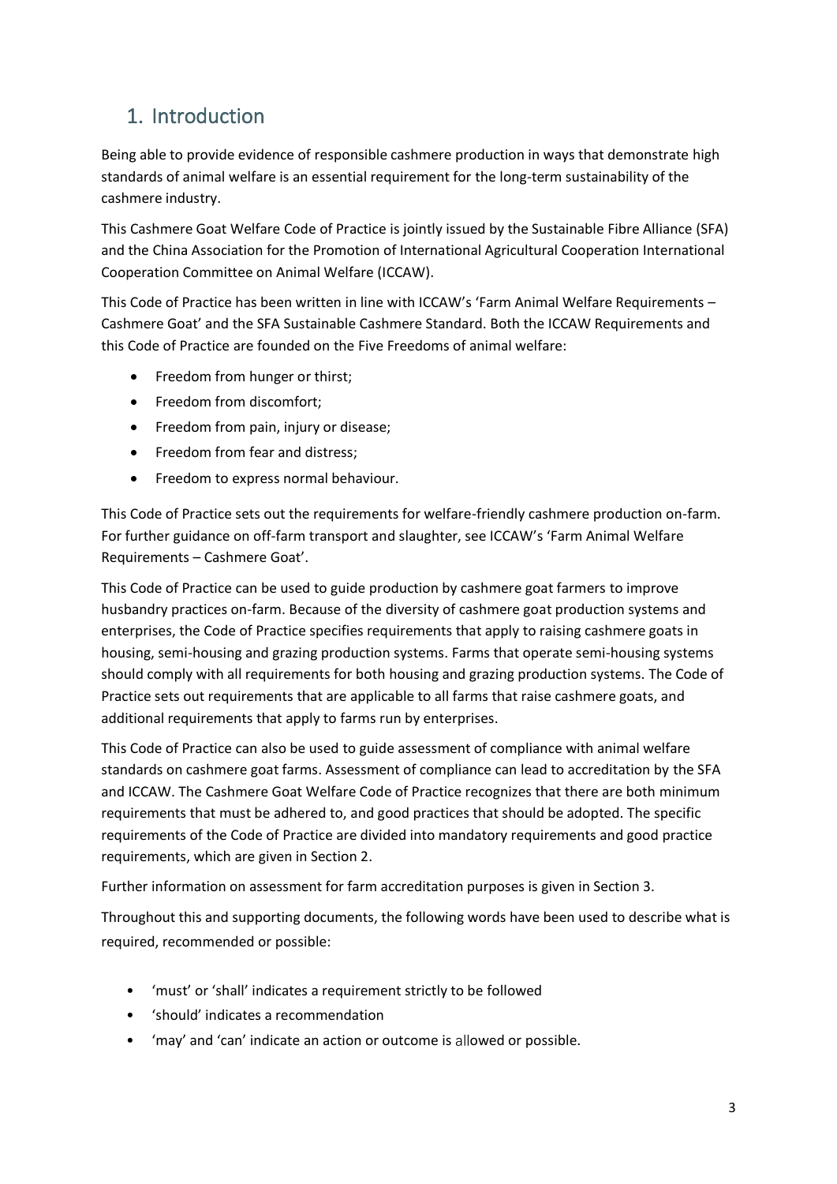## 1. Introduction

Being able to provide evidence of responsible cashmere production in ways that demonstrate high standards of animal welfare is an essential requirement for the long-term sustainability of the cashmere industry.

This Cashmere Goat Welfare Code of Practice is jointly issued by the Sustainable Fibre Alliance (SFA) and the China Association for the Promotion of International Agricultural Cooperation International Cooperation Committee on Animal Welfare (ICCAW).

This Code of Practice has been written in line with ICCAW's 'Farm Animal Welfare Requirements – Cashmere Goat' and the SFA Sustainable Cashmere Standard. Both the ICCAW Requirements and this Code of Practice are founded on the Five Freedoms of animal welfare:

- Freedom from hunger or thirst;
- Freedom from discomfort;
- Freedom from pain, injury or disease;
- Freedom from fear and distress;
- Freedom to express normal behaviour.

This Code of Practice sets out the requirements for welfare-friendly cashmere production on-farm. For further guidance on off-farm transport and slaughter, see ICCAW's 'Farm Animal Welfare Requirements – Cashmere Goat'.

This Code of Practice can be used to guide production by cashmere goat farmers to improve husbandry practices on-farm. Because of the diversity of cashmere goat production systems and enterprises, the Code of Practice specifies requirements that apply to raising cashmere goats in housing, semi-housing and grazing production systems. Farms that operate semi-housing systems should comply with all requirements for both housing and grazing production systems. The Code of Practice sets out requirements that are applicable to all farms that raise cashmere goats, and additional requirements that apply to farms run by enterprises.

This Code of Practice can also be used to guide assessment of compliance with animal welfare standards on cashmere goat farms. Assessment of compliance can lead to accreditation by the SFA and ICCAW. The Cashmere Goat Welfare Code of Practice recognizes that there are both minimum requirements that must be adhered to, and good practices that should be adopted. The specific requirements of the Code of Practice are divided into mandatory requirements and good practice requirements, which are given in Section 2.

Further information on assessment for farm accreditation purposes is given in Section 3.

Throughout this and supporting documents, the following words have been used to describe what is required, recommended or possible:

- 'must' or 'shall' indicates a requirement strictly to be followed
- 'should' indicates a recommendation
- 'may' and 'can' indicate an action or outcome is allowed or possible.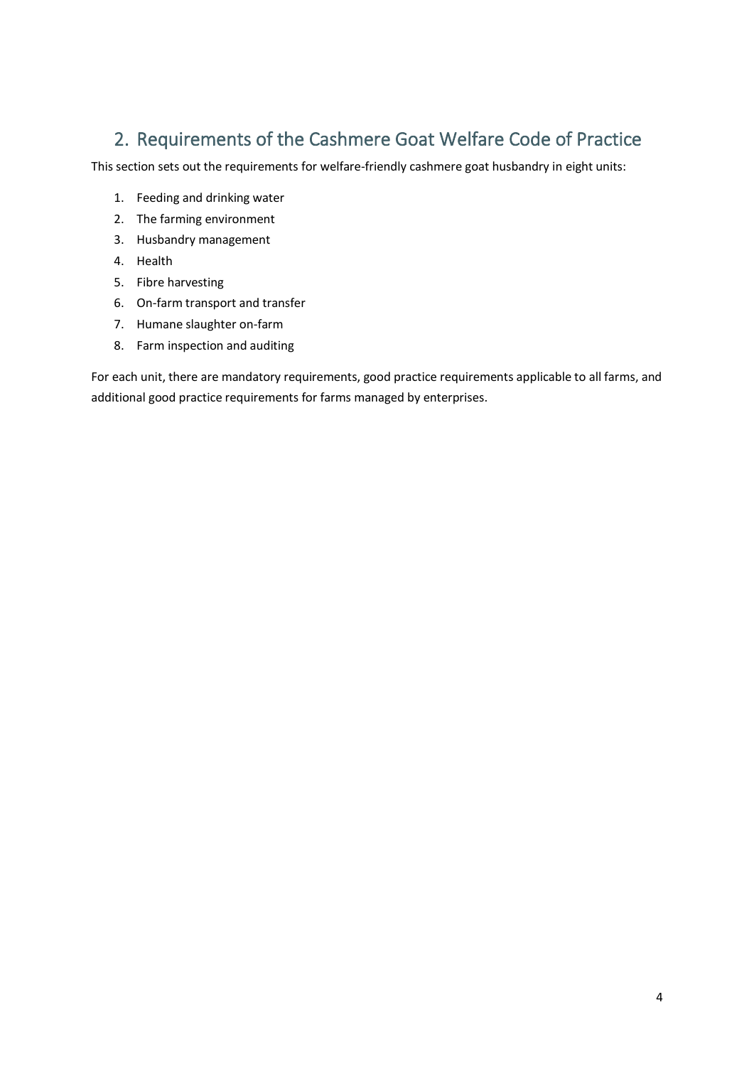## 2. Requirements of the Cashmere Goat Welfare Code of Practice

This section sets out the requirements for welfare-friendly cashmere goat husbandry in eight units:

1. Feeding and drinking water
2. The farming environment
3. Husbandry management
4. Health
5. Fibre harvesting
6. On-farm transport and transfer
7. Humane slaughter on-farm
8. Farm inspection and auditing

For each unit, there are mandatory requirements, good practice requirements applicable to all farms, and additional good practice requirements for farms managed by enterprises.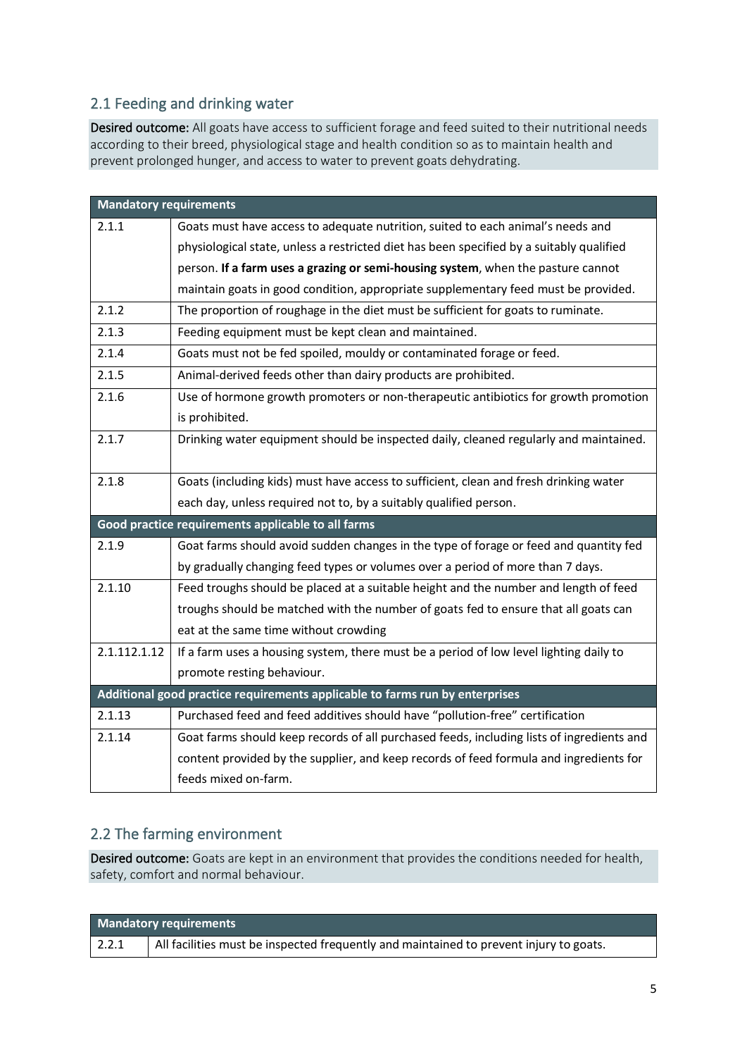## 2.1 Feeding and drinking water

**Desired outcome:** All goats have access to sufficient forage and feed suited to their nutritional needs according to their breed, physiological stage and health condition so as to maintain health and prevent prolonged hunger, and access to water to prevent goats dehydrating.

| **Mandatory requirements** | |
|---|---|
| 2.1.1 | Goats must have access to adequate nutrition, suited to each animal's needs and physiological state, unless a restricted diet has been specified by a suitably qualified person. **If a farm uses a grazing or semi-housing system**, when the pasture cannot maintain goats in good condition, appropriate supplementary feed must be provided. |
| 2.1.2 | The proportion of roughage in the diet must be sufficient for goats to ruminate. |
| 2.1.3 | Feeding equipment must be kept clean and maintained. |
| 2.1.4 | Goats must not be fed spoiled, mouldy or contaminated forage or feed. |
| 2.1.5 | Animal-derived feeds other than dairy products are prohibited. |
| 2.1.6 | Use of hormone growth promoters or non-therapeutic antibiotics for growth promotion is prohibited. |
| 2.1.7 | Drinking water equipment should be inspected daily, cleaned regularly and maintained. |
| 2.1.8 | Goats (including kids) must have access to sufficient, clean and fresh drinking water each day, unless required not to, by a suitably qualified person. |
| **Good practice requirements applicable to all farms** | |
| 2.1.9 | Goat farms should avoid sudden changes in the type of forage or feed and quantity fed by gradually changing feed types or volumes over a period of more than 7 days. |
| 2.1.10 | Feed troughs should be placed at a suitable height and the number and length of feed troughs should be matched with the number of goats fed to ensure that all goats can eat at the same time without crowding |
| 2.1.112.1.12 | If a farm uses a housing system, there must be a period of low level lighting daily to promote resting behaviour. |
| **Additional good practice requirements applicable to farms run by enterprises** | |
| 2.1.13 | Purchased feed and feed additives should have "pollution-free" certification |
| 2.1.14 | Goat farms should keep records of all purchased feeds, including lists of ingredients and content provided by the supplier, and keep records of feed formula and ingredients for feeds mixed on-farm. |

## 2.2 The farming environment

**Desired outcome:** Goats are kept in an environment that provides the conditions needed for health, safety, comfort and normal behaviour.

| **Mandatory requirements** | |
|---|---|
| 2.2.1 | All facilities must be inspected frequently and maintained to prevent injury to goats. |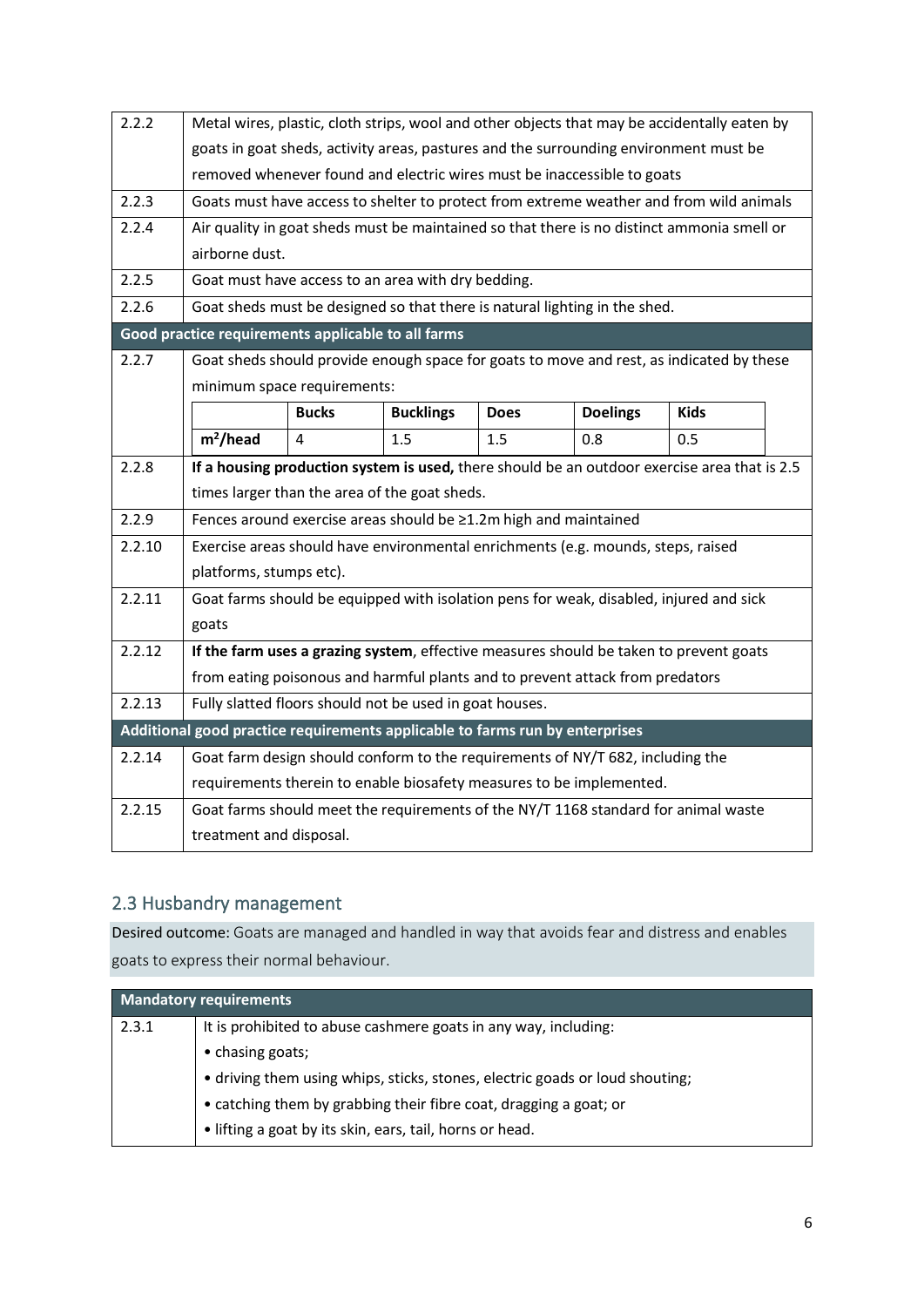| | |
|---|---|
| 2.2.2 | Metal wires, plastic, cloth strips, wool and other objects that may be accidentally eaten by goats in goat sheds, activity areas, pastures and the surrounding environment must be removed whenever found and electric wires must be inaccessible to goats |
| 2.2.3 | Goats must have access to shelter to protect from extreme weather and from wild animals |
| 2.2.4 | Air quality in goat sheds must be maintained so that there is no distinct ammonia smell or airborne dust. |
| 2.2.5 | Goat must have access to an area with dry bedding. |
| 2.2.6 | Goat sheds must be designed so that there is natural lighting in the shed. |
| **Good practice requirements applicable to all farms** | |
| 2.2.7 | Goat sheds should provide enough space for goats to move and rest, as indicated by these minimum space requirements: |
| 2.2.8 | **If a housing production system is used,** there should be an outdoor exercise area that is 2.5 times larger than the area of the goat sheds. |
| 2.2.9 | Fences around exercise areas should be ≥1.2m high and maintained |
| 2.2.10 | Exercise areas should have environmental enrichments (e.g. mounds, steps, raised platforms, stumps etc). |
| 2.2.11 | Goat farms should be equipped with isolation pens for weak, disabled, injured and sick goats |
| 2.2.12 | **If the farm uses a grazing system**, effective measures should be taken to prevent goats from eating poisonous and harmful plants and to prevent attack from predators |
| 2.2.13 | Fully slatted floors should not be used in goat houses. |
| **Additional good practice requirements applicable to farms run by enterprises** | |
| 2.2.14 | Goat farm design should conform to the requirements of NY/T 682, including the requirements therein to enable biosafety measures to be implemented. |
| 2.2.15 | Goat farms should meet the requirements of the NY/T 1168 standard for animal waste treatment and disposal. |

Minimum space requirements (2.2.7):

| | Bucks | Bucklings | Does | Doelings | Kids |
|---|---|---|---|---|---|
| **$m^2$/head** | 4 | 1.5 | 1.5 | 0.8 | 0.5 |

## 2.3 Husbandry management

Desired outcome: Goats are managed and handled in way that avoids fear and distress and enables goats to express their normal behaviour.

| **Mandatory requirements** | |
|---|---|
| 2.3.1 | It is prohibited to abuse cashmere goats in any way, including:<br>• chasing goats;<br>• driving them using whips, sticks, stones, electric goads or loud shouting;<br>• catching them by grabbing their fibre coat, dragging a goat; or<br>• lifting a goat by its skin, ears, tail, horns or head. |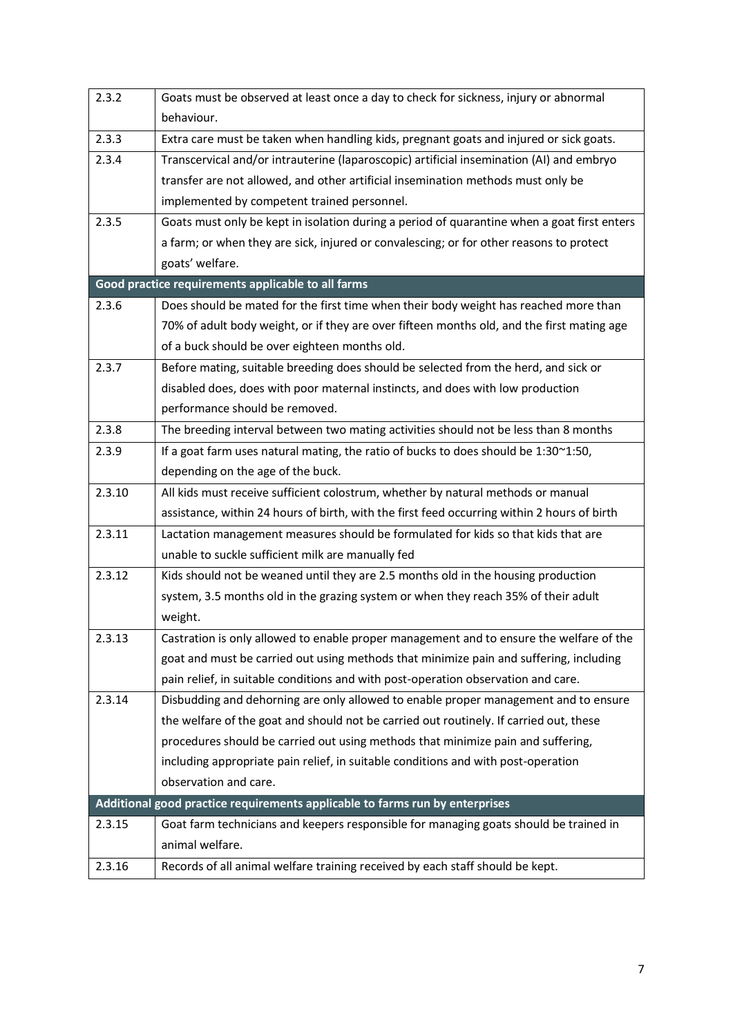| | |
|---|---|
| 2.3.2 | Goats must be observed at least once a day to check for sickness, injury or abnormal behaviour. |
| 2.3.3 | Extra care must be taken when handling kids, pregnant goats and injured or sick goats. |
| 2.3.4 | Transcervical and/or intrauterine (laparoscopic) artificial insemination (AI) and embryo transfer are not allowed, and other artificial insemination methods must only be implemented by competent trained personnel. |
| 2.3.5 | Goats must only be kept in isolation during a period of quarantine when a goat first enters a farm; or when they are sick, injured or convalescing; or for other reasons to protect goats' welfare. |
| **Good practice requirements applicable to all farms** | |
| 2.3.6 | Does should be mated for the first time when their body weight has reached more than 70% of adult body weight, or if they are over fifteen months old, and the first mating age of a buck should be over eighteen months old. |
| 2.3.7 | Before mating, suitable breeding does should be selected from the herd, and sick or disabled does, does with poor maternal instincts, and does with low production performance should be removed. |
| 2.3.8 | The breeding interval between two mating activities should not be less than 8 months |
| 2.3.9 | If a goat farm uses natural mating, the ratio of bucks to does should be 1:30~1:50, depending on the age of the buck. |
| 2.3.10 | All kids must receive sufficient colostrum, whether by natural methods or manual assistance, within 24 hours of birth, with the first feed occurring within 2 hours of birth |
| 2.3.11 | Lactation management measures should be formulated for kids so that kids that are unable to suckle sufficient milk are manually fed |
| 2.3.12 | Kids should not be weaned until they are 2.5 months old in the housing production system, 3.5 months old in the grazing system or when they reach 35% of their adult weight. |
| 2.3.13 | Castration is only allowed to enable proper management and to ensure the welfare of the goat and must be carried out using methods that minimize pain and suffering, including pain relief, in suitable conditions and with post-operation observation and care. |
| 2.3.14 | Disbudding and dehorning are only allowed to enable proper management and to ensure the welfare of the goat and should not be carried out routinely. If carried out, these procedures should be carried out using methods that minimize pain and suffering, including appropriate pain relief, in suitable conditions and with post-operation observation and care. |
| **Additional good practice requirements applicable to farms run by enterprises** | |
| 2.3.15 | Goat farm technicians and keepers responsible for managing goats should be trained in animal welfare. |
| 2.3.16 | Records of all animal welfare training received by each staff should be kept. |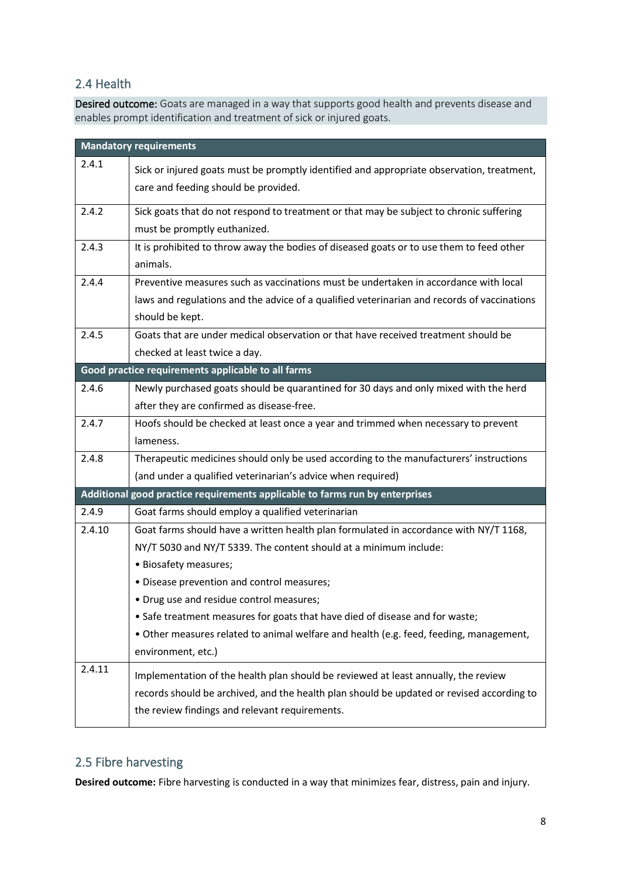## 2.4 Health

**Desired outcome:** Goats are managed in a way that supports good health and prevents disease and enables prompt identification and treatment of sick or injured goats.

| **Mandatory requirements** | |
|---|---|
| 2.4.1 | Sick or injured goats must be promptly identified and appropriate observation, treatment, care and feeding should be provided. |
| 2.4.2 | Sick goats that do not respond to treatment or that may be subject to chronic suffering must be promptly euthanized. |
| 2.4.3 | It is prohibited to throw away the bodies of diseased goats or to use them to feed other animals. |
| 2.4.4 | Preventive measures such as vaccinations must be undertaken in accordance with local laws and regulations and the advice of a qualified veterinarian and records of vaccinations should be kept. |
| 2.4.5 | Goats that are under medical observation or that have received treatment should be checked at least twice a day. |
| **Good practice requirements applicable to all farms** | |
| 2.4.6 | Newly purchased goats should be quarantined for 30 days and only mixed with the herd after they are confirmed as disease-free. |
| 2.4.7 | Hoofs should be checked at least once a year and trimmed when necessary to prevent lameness. |
| 2.4.8 | Therapeutic medicines should only be used according to the manufacturers' instructions (and under a qualified veterinarian's advice when required) |
| **Additional good practice requirements applicable to farms run by enterprises** | |
| 2.4.9 | Goat farms should employ a qualified veterinarian |
| 2.4.10 | Goat farms should have a written health plan formulated in accordance with NY/T 1168, NY/T 5030 and NY/T 5339. The content should at a minimum include:<br>• Biosafety measures;<br>• Disease prevention and control measures;<br>• Drug use and residue control measures;<br>• Safe treatment measures for goats that have died of disease and for waste;<br>• Other measures related to animal welfare and health (e.g. feed, feeding, management, environment, etc.) |
| 2.4.11 | Implementation of the health plan should be reviewed at least annually, the review records should be archived, and the health plan should be updated or revised according to the review findings and relevant requirements. |

## 2.5 Fibre harvesting

**Desired outcome:** Fibre harvesting is conducted in a way that minimizes fear, distress, pain and injury.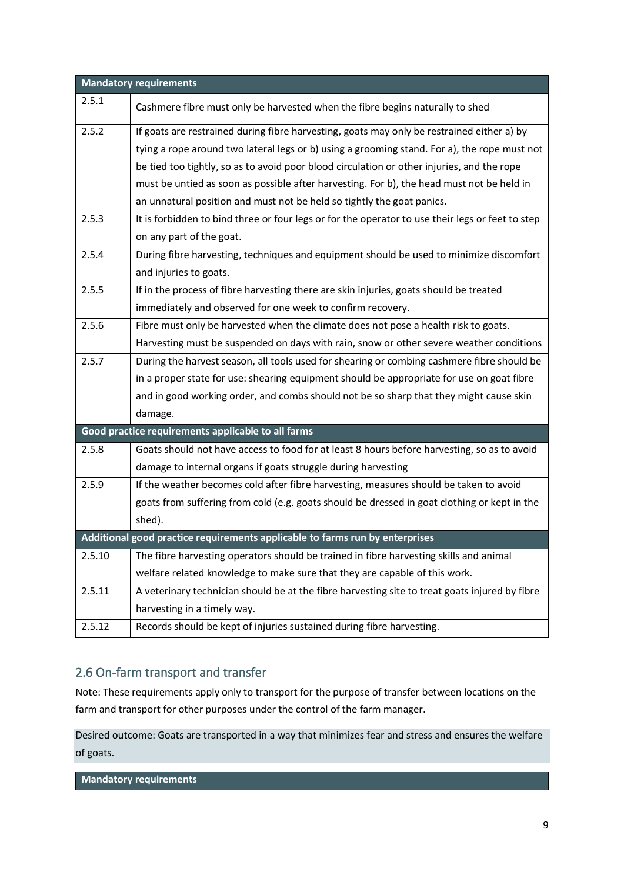| Mandatory requirements | |
|---|---|
| 2.5.1 | Cashmere fibre must only be harvested when the fibre begins naturally to shed |
| 2.5.2 | If goats are restrained during fibre harvesting, goats may only be restrained either a) by tying a rope around two lateral legs or b) using a grooming stand. For a), the rope must not be tied too tightly, so as to avoid poor blood circulation or other injuries, and the rope must be untied as soon as possible after harvesting. For b), the head must not be held in an unnatural position and must not be held so tightly the goat panics. |
| 2.5.3 | It is forbidden to bind three or four legs or for the operator to use their legs or feet to step on any part of the goat. |
| 2.5.4 | During fibre harvesting, techniques and equipment should be used to minimize discomfort and injuries to goats. |
| 2.5.5 | If in the process of fibre harvesting there are skin injuries, goats should be treated immediately and observed for one week to confirm recovery. |
| 2.5.6 | Fibre must only be harvested when the climate does not pose a health risk to goats. Harvesting must be suspended on days with rain, snow or other severe weather conditions |
| 2.5.7 | During the harvest season, all tools used for shearing or combing cashmere fibre should be in a proper state for use: shearing equipment should be appropriate for use on goat fibre and in good working order, and combs should not be so sharp that they might cause skin damage. |
| **Good practice requirements applicable to all farms** | |
| 2.5.8 | Goats should not have access to food for at least 8 hours before harvesting, so as to avoid damage to internal organs if goats struggle during harvesting |
| 2.5.9 | If the weather becomes cold after fibre harvesting, measures should be taken to avoid goats from suffering from cold (e.g. goats should be dressed in goat clothing or kept in the shed). |
| **Additional good practice requirements applicable to farms run by enterprises** | |
| 2.5.10 | The fibre harvesting operators should be trained in fibre harvesting skills and animal welfare related knowledge to make sure that they are capable of this work. |
| 2.5.11 | A veterinary technician should be at the fibre harvesting site to treat goats injured by fibre harvesting in a timely way. |
| 2.5.12 | Records should be kept of injuries sustained during fibre harvesting. |

## 2.6 On-farm transport and transfer

Note: These requirements apply only to transport for the purpose of transfer between locations on the farm and transport for other purposes under the control of the farm manager.

Desired outcome: Goats are transported in a way that minimizes fear and stress and ensures the welfare of goats.

**Mandatory requirements**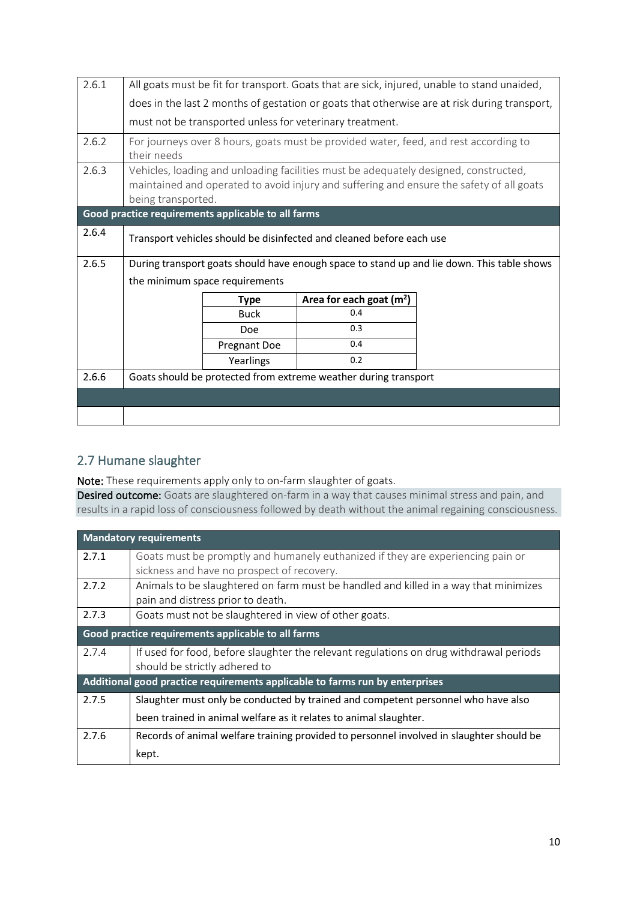| | |
|---|---|
| 2.6.1 | All goats must be fit for transport. Goats that are sick, injured, unable to stand unaided, does in the last 2 months of gestation or goats that otherwise are at risk during transport, must not be transported unless for veterinary treatment. |
| 2.6.2 | For journeys over 8 hours, goats must be provided water, feed, and rest according to their needs |
| 2.6.3 | Vehicles, loading and unloading facilities must be adequately designed, constructed, maintained and operated to avoid injury and suffering and ensure the safety of all goats being transported. |
| **Good practice requirements applicable to all farms** | |
| 2.6.4 | Transport vehicles should be disinfected and cleaned before each use |
| 2.6.5 | During transport goats should have enough space to stand up and lie down. This table shows the minimum space requirements |
| 2.6.6 | Goats should be protected from extreme weather during transport |
| | |
| | |

| Type | Area for each goat ($m^2$) |
|---|---|
| Buck | 0.4 |
| Doe | 0.3 |
| Pregnant Doe | 0.4 |
| Yearlings | 0.2 |

## 2.7 Humane slaughter

**Note:** These requirements apply only to on-farm slaughter of goats.

**Desired outcome:** Goats are slaughtered on-farm in a way that causes minimal stress and pain, and results in a rapid loss of consciousness followed by death without the animal regaining consciousness.

| **Mandatory requirements** | |
|---|---|
| 2.7.1 | Goats must be promptly and humanely euthanized if they are experiencing pain or sickness and have no prospect of recovery. |
| 2.7.2 | Animals to be slaughtered on farm must be handled and killed in a way that minimizes pain and distress prior to death. |
| 2.7.3 | Goats must not be slaughtered in view of other goats. |
| **Good practice requirements applicable to all farms** | |
| 2.7.4 | If used for food, before slaughter the relevant regulations on drug withdrawal periods should be strictly adhered to |
| **Additional good practice requirements applicable to farms run by enterprises** | |
| 2.7.5 | Slaughter must only be conducted by trained and competent personnel who have also been trained in animal welfare as it relates to animal slaughter. |
| 2.7.6 | Records of animal welfare training provided to personnel involved in slaughter should be kept. |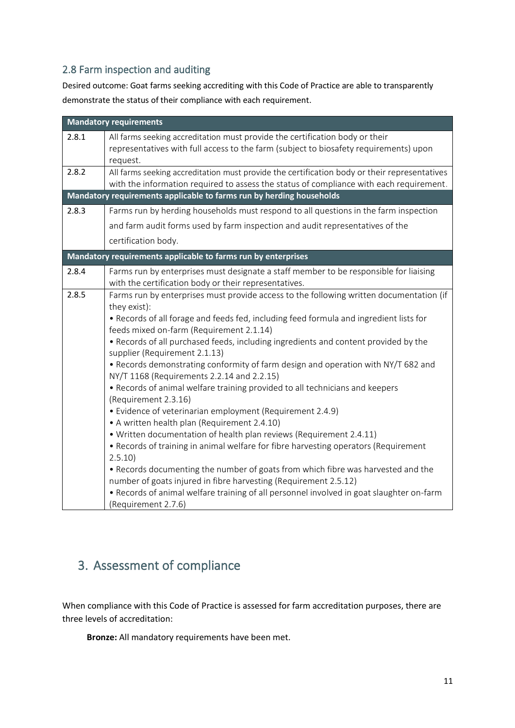## 2.8 Farm inspection and auditing

Desired outcome: Goat farms seeking accrediting with this Code of Practice are able to transparently demonstrate the status of their compliance with each requirement.

| **Mandatory requirements** | |
|---|---|
| 2.8.1 | All farms seeking accreditation must provide the certification body or their representatives with full access to the farm (subject to biosafety requirements) upon request. |
| 2.8.2 | All farms seeking accreditation must provide the certification body or their representatives with the information required to assess the status of compliance with each requirement. |
| **Mandatory requirements applicable to farms run by herding households** | |
| 2.8.3 | Farms run by herding households must respond to all questions in the farm inspection and farm audit forms used by farm inspection and audit representatives of the certification body. |
| **Mandatory requirements applicable to farms run by enterprises** | |
| 2.8.4 | Farms run by enterprises must designate a staff member to be responsible for liaising with the certification body or their representatives. |
| 2.8.5 | Farms run by enterprises must provide access to the following written documentation (if they exist):<br>• Records of all forage and feeds fed, including feed formula and ingredient lists for feeds mixed on-farm (Requirement 2.1.14)<br>• Records of all purchased feeds, including ingredients and content provided by the supplier (Requirement 2.1.13)<br>• Records demonstrating conformity of farm design and operation with NY/T 682 and NY/T 1168 (Requirements 2.2.14 and 2.2.15)<br>• Records of animal welfare training provided to all technicians and keepers (Requirement 2.3.16)<br>• Evidence of veterinarian employment (Requirement 2.4.9)<br>• A written health plan (Requirement 2.4.10)<br>• Written documentation of health plan reviews (Requirement 2.4.11)<br>• Records of training in animal welfare for fibre harvesting operators (Requirement 2.5.10)<br>• Records documenting the number of goats from which fibre was harvested and the number of goats injured in fibre harvesting (Requirement 2.5.12)<br>• Records of animal welfare training of all personnel involved in goat slaughter on-farm (Requirement 2.7.6) |

# 3. Assessment of compliance

When compliance with this Code of Practice is assessed for farm accreditation purposes, there are three levels of accreditation:

**Bronze:** All mandatory requirements have been met.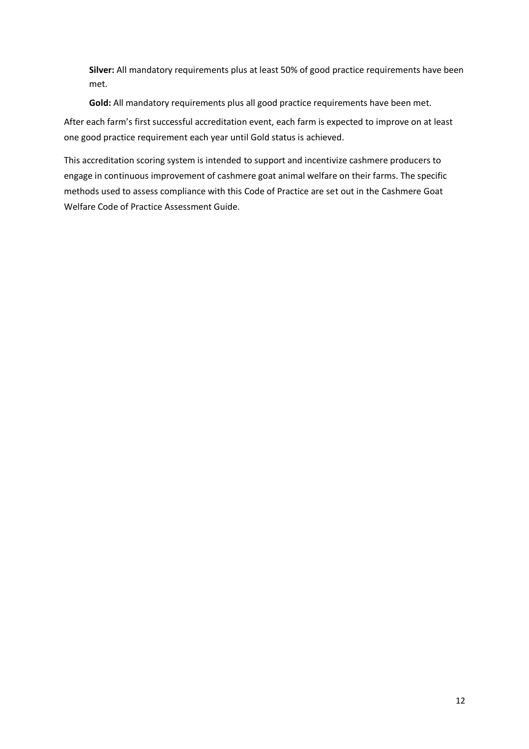**Silver:** All mandatory requirements plus at least 50% of good practice requirements have been met.

**Gold:** All mandatory requirements plus all good practice requirements have been met.

After each farm's first successful accreditation event, each farm is expected to improve on at least one good practice requirement each year until Gold status is achieved.

This accreditation scoring system is intended to support and incentivize cashmere producers to engage in continuous improvement of cashmere goat animal welfare on their farms. The specific methods used to assess compliance with this Code of Practice are set out in the Cashmere Goat Welfare Code of Practice Assessment Guide.